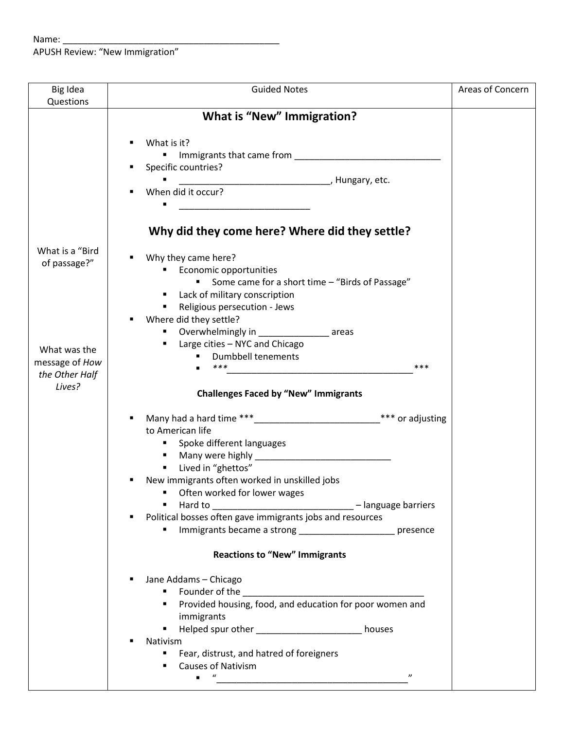Name: ____________________________________________
APUSH Review: "New Immigration"

| Big Idea Questions | Guided Notes | Areas of Concern |
| --- | --- | --- |
| What is a "Bird of passage?"<br><br>What was the message of *How the Other Half Lives?* | **What is "New" Immigration?**<br>▪ What is it?<br>&nbsp;&nbsp;▪ Immigrants that came from ______________________________<br>▪ Specific countries?<br>&nbsp;&nbsp;▪ ______________________________, Hungary, etc.<br>▪ When did it occur?<br>&nbsp;&nbsp;▪ __________________________<br><br>**Why did they come here? Where did they settle?**<br>▪ Why they came here?<br>&nbsp;&nbsp;▪ Economic opportunities<br>&nbsp;&nbsp;&nbsp;&nbsp;▪ Some came for a short time – "Birds of Passage"<br>&nbsp;&nbsp;▪ Lack of military conscription<br>&nbsp;&nbsp;▪ Religious persecution - Jews<br>▪ Where did they settle?<br>&nbsp;&nbsp;▪ Overwhelmingly in ______________ areas<br>&nbsp;&nbsp;▪ Large cities – NYC and Chicago<br>&nbsp;&nbsp;&nbsp;&nbsp;▪ Dumbbell tenements<br>&nbsp;&nbsp;&nbsp;&nbsp;▪ ***______________________________________***<br><br>**Challenges Faced by "New" Immigrants**<br>▪ Many had a hard time ***_________________________*** or adjusting to American life<br>&nbsp;&nbsp;▪ Spoke different languages<br>&nbsp;&nbsp;▪ Many were highly ___________________________<br>&nbsp;&nbsp;▪ Lived in "ghettos"<br>▪ New immigrants often worked in unskilled jobs<br>&nbsp;&nbsp;▪ Often worked for lower wages<br>&nbsp;&nbsp;▪ Hard to ____________________________ – language barriers<br>▪ Political bosses often gave immigrants jobs and resources<br>&nbsp;&nbsp;▪ Immigrants became a strong ___________________ presence<br><br>**Reactions to "New" Immigrants**<br>▪ Jane Addams – Chicago<br>&nbsp;&nbsp;▪ Founder of the ____________________________________<br>&nbsp;&nbsp;▪ Provided housing, food, and education for poor women and immigrants<br>&nbsp;&nbsp;▪ Helped spur other _____________________ houses<br>▪ Nativism<br>&nbsp;&nbsp;▪ Fear, distrust, and hatred of foreigners<br>&nbsp;&nbsp;▪ Causes of Nativism<br>&nbsp;&nbsp;&nbsp;&nbsp;▪ "_______________________________________" | |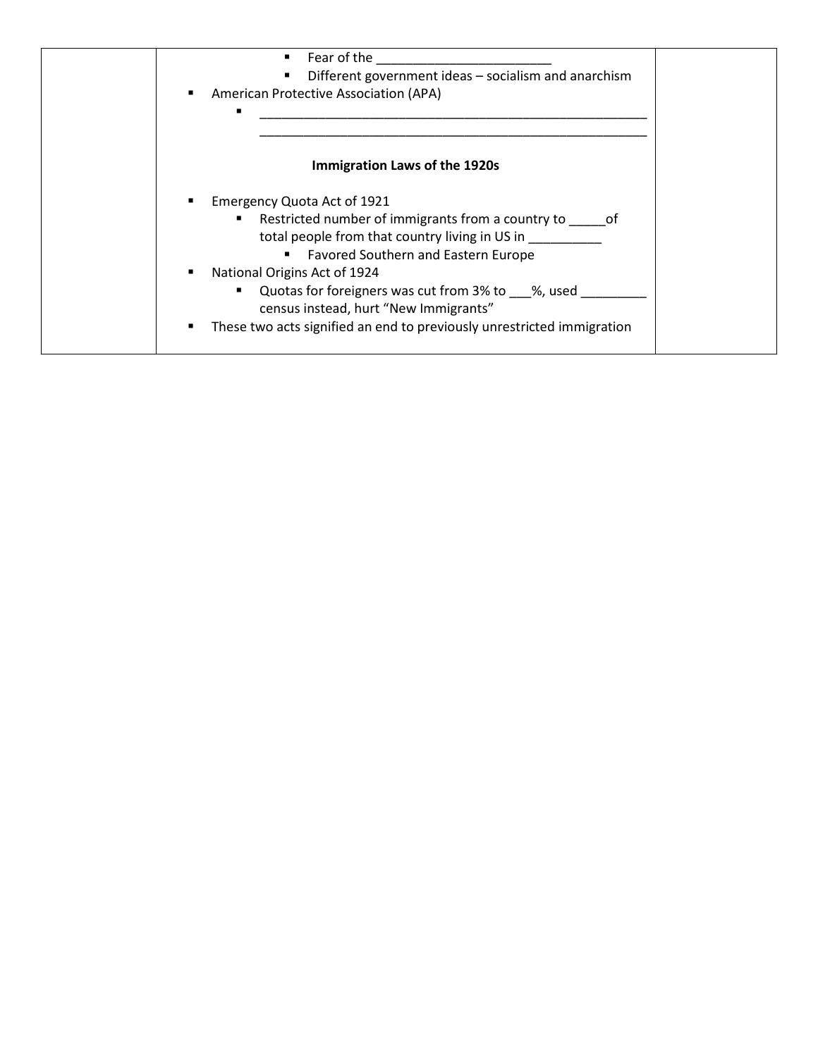- Fear of the ________________________
- Different government ideas – socialism and anarchism
- American Protective Association (APA)
  - ________________________________________________________
    ________________________________________________________

**Immigration Laws of the 1920s**

- Emergency Quota Act of 1921
  - Restricted number of immigrants from a country to _____of total people from that country living in US in __________
    - Favored Southern and Eastern Europe
- National Origins Act of 1924
  - Quotas for foreigners was cut from 3% to ___%, used _________ census instead, hurt “New Immigrants”
- These two acts signified an end to previously unrestricted immigration